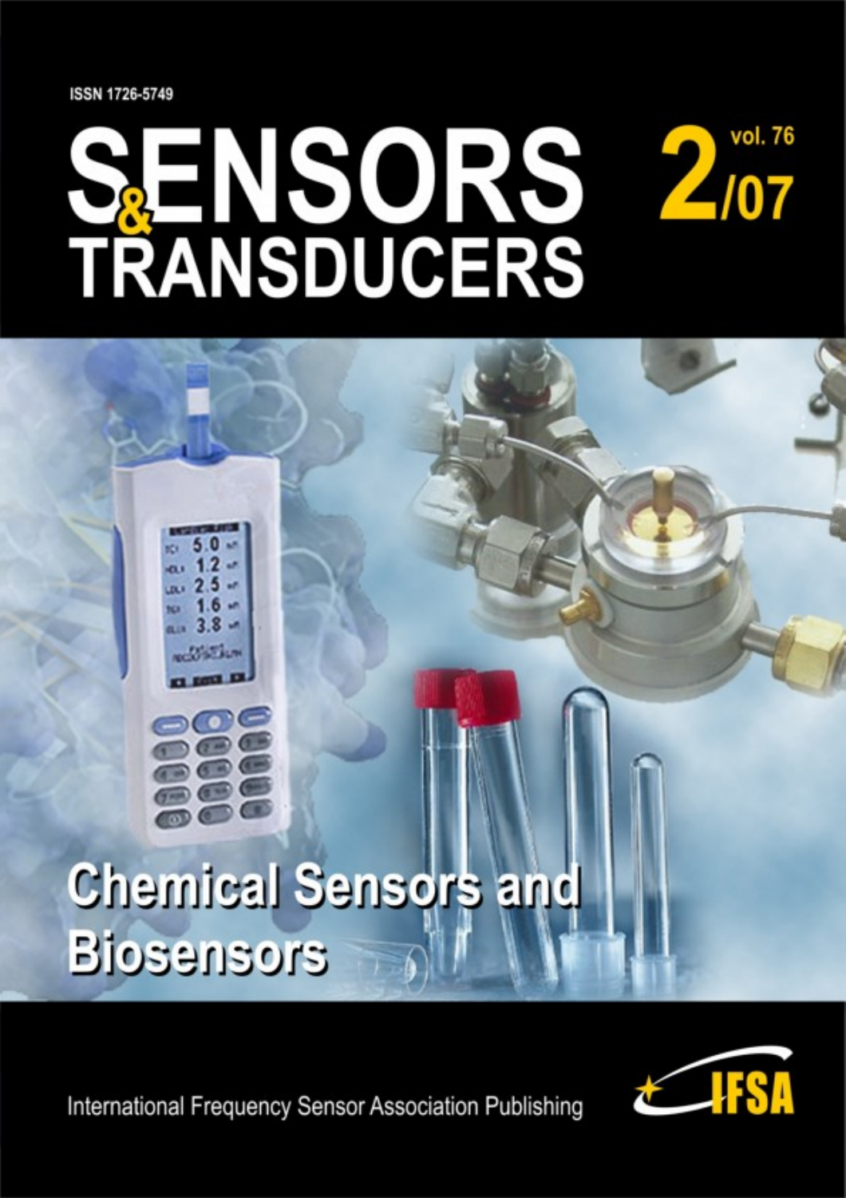ISSN 1726-5749

# SENSORS & TRANSDUCERS

**2/07** vol. 76

## Chemical Sensors and Biosensors

International Frequency Sensor Association Publishing

IFSA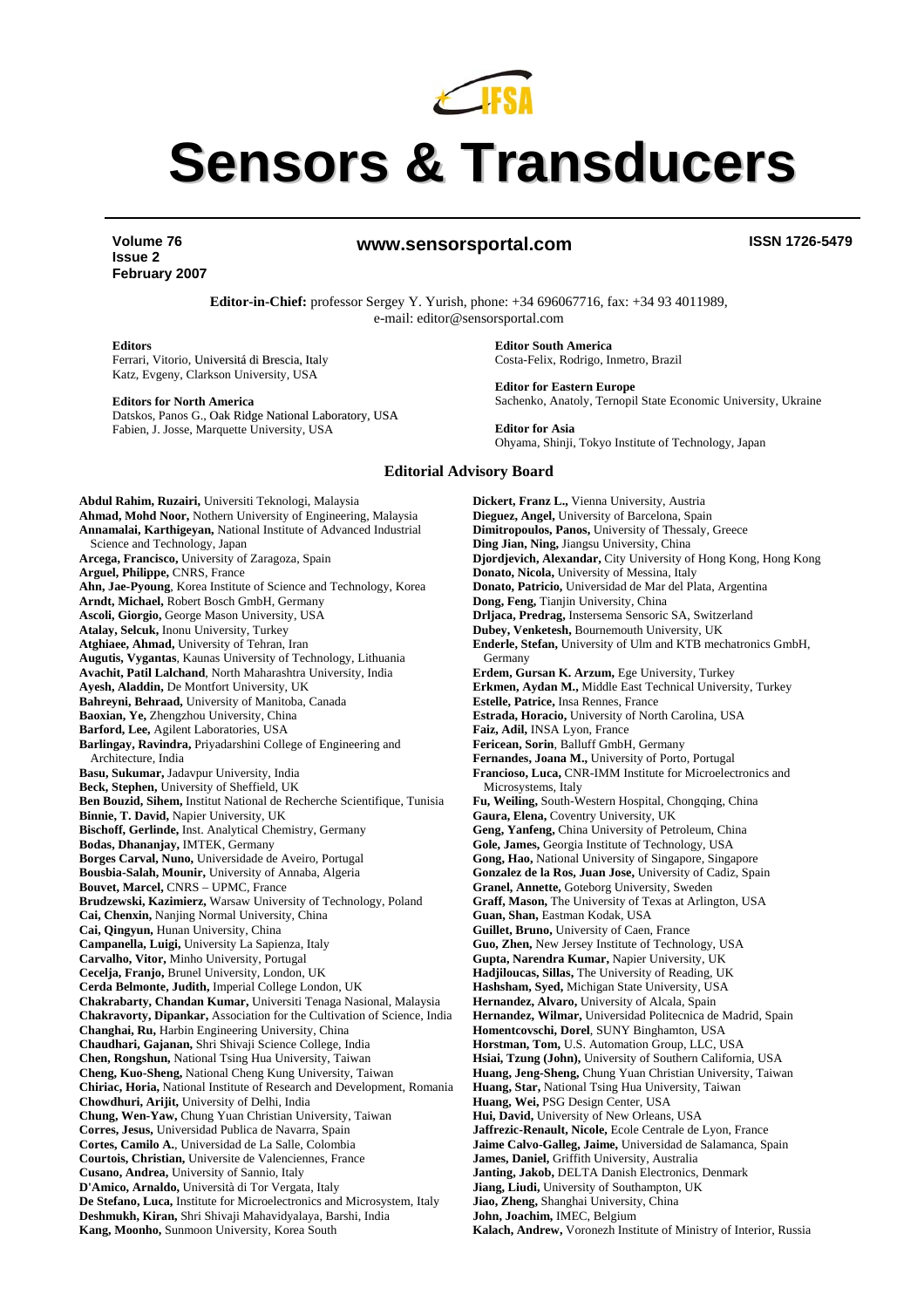# Sensors & Transducers

**Volume 76**
**Issue 2**
**February 2007**

**www.sensorsportal.com**

**ISSN 1726-5479**

**Editor-in-Chief:** professor Sergey Y. Yurish, phone: +34 696067716, fax: +34 93 4011989, e-mail: editor@sensorsportal.com

**Editors**
Ferrari, Vitorio, Universitá di Brescia, Italy
Katz, Evgeny, Clarkson University, USA

**Editors for North America**
Datskos, Panos G., Oak Ridge National Laboratory, USA
Fabien, J. Josse, Marquette University, USA

**Editor South America**
Costa-Felix, Rodrigo, Inmetro, Brazil

**Editor for Eastern Europe**
Sachenko, Anatoly, Ternopil State Economic University, Ukraine

**Editor for Asia**
Ohyama, Shinji, Tokyo Institute of Technology, Japan

## Editorial Advisory Board

**Abdul Rahim, Ruzairi,** Universiti Teknologi, Malaysia
**Ahmad, Mohd Noor,** Nothern University of Engineering, Malaysia
**Annamalai, Karthigeyan,** National Institute of Advanced Industrial Science and Technology, Japan
**Arcega, Francisco,** University of Zaragoza, Spain
**Arguel, Philippe,** CNRS, France
**Ahn, Jae-Pyoung**, Korea Institute of Science and Technology, Korea
**Arndt, Michael,** Robert Bosch GmbH, Germany
**Ascoli, Giorgio,** George Mason University, USA
**Atalay, Selcuk,** Inonu University, Turkey
**Atghiaee, Ahmad,** University of Tehran, Iran
**Augutis, Vygantas**, Kaunas University of Technology, Lithuania
**Avachit, Patil Lalchand**, North Maharashtra University, India
**Ayesh, Aladdin,** De Montfort University, UK
**Bahreyni, Behraad,** University of Manitoba, Canada
**Baoxian, Ye,** Zhengzhou University, China
**Barford, Lee,** Agilent Laboratories, USA
**Barlingay, Ravindra,** Priyadarshini College of Engineering and Architecture, India
**Basu, Sukumar,** Jadavpur University, India
**Beck, Stephen,** University of Sheffield, UK
**Ben Bouzid, Sihem,** Institut National de Recherche Scientifique, Tunisia
**Binnie, T. David,** Napier University, UK
**Bischoff, Gerlinde,** Inst. Analytical Chemistry, Germany
**Bodas, Dhananjay,** IMTEK, Germany
**Borges Carval, Nuno,** Universidade de Aveiro, Portugal
**Bousbia-Salah, Mounir,** University of Annaba, Algeria
**Bouvet, Marcel,** CNRS – UPMC, France
**Brudzewski, Kazimierz,** Warsaw University of Technology, Poland
**Cai, Chenxin,** Nanjing Normal University, China
**Cai, Qingyun,** Hunan University, China
**Campanella, Luigi,** University La Sapienza, Italy
**Carvalho, Vitor,** Minho University, Portugal
**Cecelja, Franjo,** Brunel University, London, UK
**Cerda Belmonte, Judith,** Imperial College London, UK
**Chakrabarty, Chandan Kumar,** Universiti Tenaga Nasional, Malaysia
**Chakravorty, Dipankar,** Association for the Cultivation of Science, India
**Changhai, Ru,** Harbin Engineering University, China
**Chaudhari, Gajanan,** Shri Shivaji Science College, India
**Chen, Rongshun,** National Tsing Hua University, Taiwan
**Cheng, Kuo-Sheng,** National Cheng Kung University, Taiwan
**Chiriac, Horia,** National Institute of Research and Development, Romania
**Chowdhuri, Arijit,** University of Delhi, India
**Chung, Wen-Yaw,** Chung Yuan Christian University, Taiwan
**Corres, Jesus,** Universidad Publica de Navarra, Spain
**Cortes, Camilo A.**, Universidad de La Salle, Colombia
**Courtois, Christian,** Universite de Valenciennes, France
**Cusano, Andrea,** University of Sannio, Italy
**D'Amico, Arnaldo,** Università di Tor Vergata, Italy
**De Stefano, Luca,** Institute for Microelectronics and Microsystem, Italy
**Deshmukh, Kiran,** Shri Shivaji Mahavidyalaya, Barshi, India
**Kang, Moonho,** Sunmoon University, Korea South
**Dickert, Franz L.,** Vienna University, Austria
**Dieguez, Angel,** University of Barcelona, Spain
**Dimitropoulos, Panos,** University of Thessaly, Greece
**Ding Jian, Ning,** Jiangsu University, China
**Djordjevich, Alexandar,** City University of Hong Kong, Hong Kong
**Donato, Nicola,** University of Messina, Italy
**Donato, Patricio,** Universidad de Mar del Plata, Argentina
**Dong, Feng,** Tianjin University, China
**Drljaca, Predrag,** Instersema Sensoric SA, Switzerland
**Dubey, Venketesh,** Bournemouth University, UK
**Enderle, Stefan,** University of Ulm and KTB mechatronics GmbH, Germany
**Erdem, Gursan K. Arzum,** Ege University, Turkey
**Erkmen, Aydan M.,** Middle East Technical University, Turkey
**Estelle, Patrice,** Insa Rennes, France
**Estrada, Horacio,** University of North Carolina, USA
**Faiz, Adil,** INSA Lyon, France
**Fericean, Sorin**, Balluff GmbH, Germany
**Fernandes, Joana M.,** University of Porto, Portugal
**Francioso, Luca,** CNR-IMM Institute for Microelectronics and Microsystems, Italy
**Fu, Weiling,** South-Western Hospital, Chongqing, China
**Gaura, Elena,** Coventry University, UK
**Geng, Yanfeng,** China University of Petroleum, China
**Gole, James,** Georgia Institute of Technology, USA
**Gong, Hao,** National University of Singapore, Singapore
**Gonzalez de la Ros, Juan Jose,** University of Cadiz, Spain
**Granel, Annette,** Goteborg University, Sweden
**Graff, Mason,** The University of Texas at Arlington, USA
**Guan, Shan,** Eastman Kodak, USA
**Guillet, Bruno,** University of Caen, France
**Guo, Zhen,** New Jersey Institute of Technology, USA
**Gupta, Narendra Kumar,** Napier University, UK
**Hadjiloucas, Sillas,** The University of Reading, UK
**Hashsham, Syed,** Michigan State University, USA
**Hernandez, Alvaro,** University of Alcala, Spain
**Hernandez, Wilmar,** Universidad Politecnica de Madrid, Spain
**Homentcovschi, Dorel**, SUNY Binghamton, USA
**Horstman, Tom,** U.S. Automation Group, LLC, USA
**Hsiai, Tzung (John),** University of Southern California, USA
**Huang, Jeng-Sheng,** Chung Yuan Christian University, Taiwan
**Huang, Star,** National Tsing Hua University, Taiwan
**Huang, Wei,** PSG Design Center, USA
**Hui, David,** University of New Orleans, USA
**Jaffrezic-Renault, Nicole,** Ecole Centrale de Lyon, France
**Jaime Calvo-Galleg, Jaime,** Universidad de Salamanca, Spain
**James, Daniel,** Griffith University, Australia
**Janting, Jakob,** DELTA Danish Electronics, Denmark
**Jiang, Liudi,** University of Southampton, UK
**Jiao, Zheng,** Shanghai University, China
**John, Joachim,** IMEC, Belgium
**Kalach, Andrew,** Voronezh Institute of Ministry of Interior, Russia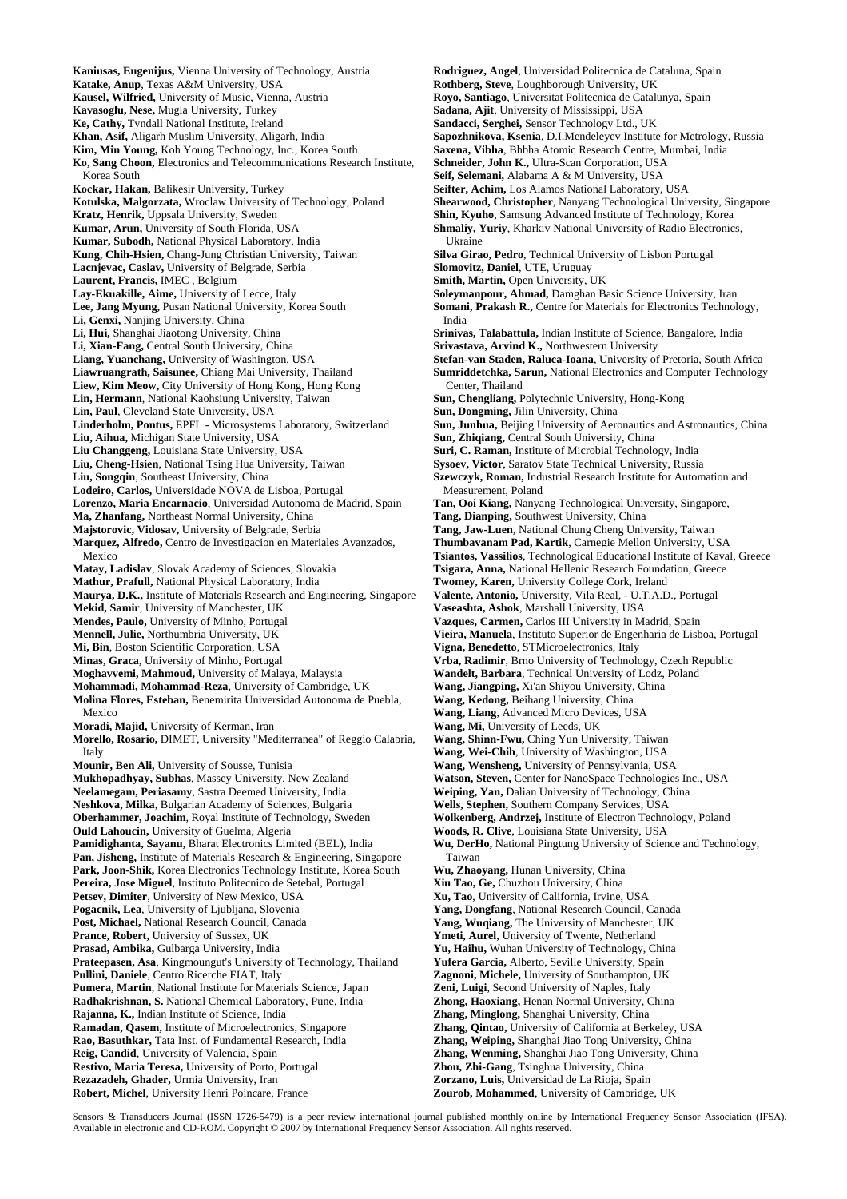**Kaniusas, Eugenijus,** Vienna University of Technology, Austria
**Katake, Anup**, Texas A&M University, USA
**Kausel, Wilfried,** University of Music, Vienna, Austria
**Kavasoglu, Nese,** Mugla University, Turkey
**Ke, Cathy,** Tyndall National Institute, Ireland
**Khan, Asif,** Aligarh Muslim University, Aligarh, India
**Kim, Min Young,** Koh Young Technology, Inc., Korea South
**Ko, Sang Choon,** Electronics and Telecommunications Research Institute, Korea South
**Kockar, Hakan,** Balikesir University, Turkey
**Kotulska, Malgorzata,** Wroclaw University of Technology, Poland
**Kratz, Henrik,** Uppsala University, Sweden
**Kumar, Arun,** University of South Florida, USA
**Kumar, Subodh,** National Physical Laboratory, India
**Kung, Chih-Hsien,** Chang-Jung Christian University, Taiwan
**Lacnjevac, Caslav,** University of Belgrade, Serbia
**Laurent, Francis,** IMEC , Belgium
**Lay-Ekuakille, Aime,** University of Lecce, Italy
**Lee, Jang Myung,** Pusan National University, Korea South
**Li, Genxi,** Nanjing University, China
**Li, Hui,** Shanghai Jiaotong University, China
**Li, Xian-Fang,** Central South University, China
**Liang, Yuanchang,** University of Washington, USA
**Liawruangrath, Saisunee,** Chiang Mai University, Thailand
**Liew, Kim Meow,** City University of Hong Kong, Hong Kong
**Lin, Hermann**, National Kaohsiung University, Taiwan
**Lin, Paul**, Cleveland State University, USA
**Linderholm, Pontus,** EPFL - Microsystems Laboratory, Switzerland
**Liu, Aihua,** Michigan State University, USA
**Liu Changgeng,** Louisiana State University, USA
**Liu, Cheng-Hsien**, National Tsing Hua University, Taiwan
**Liu, Songqin**, Southeast University, China
**Lodeiro, Carlos,** Universidade NOVA de Lisboa, Portugal
**Lorenzo, Maria Encarnacio**, Universidad Autonoma de Madrid, Spain
**Ma, Zhanfang,** Northeast Normal University, China
**Majstorovic, Vidosav,** University of Belgrade, Serbia
**Marquez, Alfredo,** Centro de Investigacion en Materiales Avanzados, Mexico
**Matay, Ladislav**, Slovak Academy of Sciences, Slovakia
**Mathur, Prafull,** National Physical Laboratory, India
**Maurya, D.K.,** Institute of Materials Research and Engineering, Singapore
**Mekid, Samir**, University of Manchester, UK
**Mendes, Paulo,** University of Minho, Portugal
**Mennell, Julie,** Northumbria University, UK
**Mi, Bin**, Boston Scientific Corporation, USA
**Minas, Graca,** University of Minho, Portugal
**Moghavvemi, Mahmoud,** University of Malaya, Malaysia
**Mohammadi, Mohammad-Reza**, University of Cambridge, UK
**Molina Flores, Esteban,** Benemirita Universidad Autonoma de Puebla, Mexico
**Moradi, Majid,** University of Kerman, Iran
**Morello, Rosario,** DIMET, University "Mediterranea" of Reggio Calabria, Italy
**Mounir, Ben Ali,** University of Sousse, Tunisia
**Mukhopadhyay, Subhas**, Massey University, New Zealand
**Neelamegam, Periasamy**, Sastra Deemed University, India
**Neshkova, Milka**, Bulgarian Academy of Sciences, Bulgaria
**Oberhammer, Joachim**, Royal Institute of Technology, Sweden
**Ould Lahoucin,** University of Guelma, Algeria
**Pamidighanta, Sayanu,** Bharat Electronics Limited (BEL), India
**Pan, Jisheng,** Institute of Materials Research & Engineering, Singapore
**Park, Joon-Shik,** Korea Electronics Technology Institute, Korea South
**Pereira, Jose Miguel**, Instituto Politecnico de Setebal, Portugal
**Petsev, Dimiter**, University of New Mexico, USA
**Pogacnik, Lea**, University of Ljubljana, Slovenia
**Post, Michael,** National Research Council, Canada
**Prance, Robert,** University of Sussex, UK
**Prasad, Ambika,** Gulbarga University, India
**Prateepasen, Asa**, Kingmoungut's University of Technology, Thailand
**Pullini, Daniele**, Centro Ricerche FIAT, Italy
**Pumera, Martin**, National Institute for Materials Science, Japan
**Radhakrishnan, S.** National Chemical Laboratory, Pune, India
**Rajanna, K.,** Indian Institute of Science, India
**Ramadan, Qasem,** Institute of Microelectronics, Singapore
**Rao, Basuthkar,** Tata Inst. of Fundamental Research, India
**Reig, Candid**, University of Valencia, Spain
**Restivo, Maria Teresa,** University of Porto, Portugal
**Rezazadeh, Ghader,** Urmia University, Iran
**Robert, Michel**, University Henri Poincare, France
**Rodriguez, Angel**, Universidad Politecnica de Cataluna, Spain
**Rothberg, Steve**, Loughborough University, UK
**Royo, Santiago**, Universitat Politecnica de Catalunya, Spain
**Sadana, Ajit**, University of Mississippi, USA
**Sandacci, Serghei,** Sensor Technology Ltd., UK
**Sapozhnikova, Ksenia**, D.I.Mendeleyev Institute for Metrology, Russia
**Saxena, Vibha**, Bhbha Atomic Research Centre, Mumbai, India
**Schneider, John K.,** Ultra-Scan Corporation, USA
**Seif, Selemani,** Alabama A & M University, USA
**Seifter, Achim,** Los Alamos National Laboratory, USA
**Shearwood, Christopher**, Nanyang Technological University, Singapore
**Shin, Kyuho**, Samsung Advanced Institute of Technology, Korea
**Shmaliy, Yuriy**, Kharkiv National University of Radio Electronics, Ukraine
**Silva Girao, Pedro**, Technical University of Lisbon Portugal
**Slomovitz, Daniel**, UTE, Uruguay
**Smith, Martin,** Open University, UK
**Soleymanpour, Ahmad,** Damghan Basic Science University, Iran
**Somani, Prakash R.,** Centre for Materials for Electronics Technology, India
**Srinivas, Talabattula,** Indian Institute of Science, Bangalore, India
**Srivastava, Arvind K.,** Northwestern University
**Stefan-van Staden, Raluca-Ioana**, University of Pretoria, South Africa
**Sumriddetchka, Sarun,** National Electronics and Computer Technology Center, Thailand
**Sun, Chengliang,** Polytechnic University, Hong-Kong
**Sun, Dongming,** Jilin University, China
**Sun, Junhua,** Beijing University of Aeronautics and Astronautics, China
**Sun, Zhiqiang,** Central South University, China
**Suri, C. Raman,** Institute of Microbial Technology, India
**Sysoev, Victor**, Saratov State Technical University, Russia
**Szewczyk, Roman,** Industrial Research Institute for Automation and Measurement, Poland
**Tan, Ooi Kiang,** Nanyang Technological University, Singapore,
**Tang, Dianping,** Southwest University, China
**Tang, Jaw-Luen,** National Chung Cheng University, Taiwan
**Thumbavanam Pad, Kartik**, Carnegie Mellon University, USA
**Tsiantos, Vassilios**, Technological Educational Institute of Kaval, Greece
**Tsigara, Anna,** National Hellenic Research Foundation, Greece
**Twomey, Karen,** University College Cork, Ireland
**Valente, Antonio,** University, Vila Real, - U.T.A.D., Portugal
**Vaseashta, Ashok**, Marshall University, USA
**Vazques, Carmen,** Carlos III University in Madrid, Spain
**Vieira, Manuela**, Instituto Superior de Engenharia de Lisboa, Portugal
**Vigna, Benedetto**, STMicroelectronics, Italy
**Vrba, Radimir**, Brno University of Technology, Czech Republic
**Wandelt, Barbara**, Technical University of Lodz, Poland
**Wang, Jiangping,** Xi'an Shiyou University, China
**Wang, Kedong,** Beihang University, China
**Wang, Liang**, Advanced Micro Devices, USA
**Wang, Mi,** University of Leeds, UK
**Wang, Shinn-Fwu,** Ching Yun University, Taiwan
**Wang, Wei-Chih**, University of Washington, USA
**Wang, Wensheng,** University of Pennsylvania, USA
**Watson, Steven,** Center for NanoSpace Technologies Inc., USA
**Weiping, Yan,** Dalian University of Technology, China
**Wells, Stephen,** Southern Company Services, USA
**Wolkenberg, Andrzej,** Institute of Electron Technology, Poland
**Woods, R. Clive**, Louisiana State University, USA
**Wu, DerHo,** National Pingtung University of Science and Technology, Taiwan
**Wu, Zhaoyang,** Hunan University, China
**Xiu Tao, Ge,** Chuzhou University, China
**Xu, Tao**, University of California, Irvine, USA
**Yang, Dongfang**, National Research Council, Canada
**Yang, Wuqiang,** The University of Manchester, UK
**Ymeti, Aurel**, University of Twente, Netherland
**Yu, Haihu,** Wuhan University of Technology, China
**Yufera Garcia,** Alberto, Seville University, Spain
**Zagnoni, Michele,** University of Southampton, UK
**Zeni, Luigi**, Second University of Naples, Italy
**Zhong, Haoxiang,** Henan Normal University, China
**Zhang, Minglong,** Shanghai University, China
**Zhang, Qintao,** University of California at Berkeley, USA
**Zhang, Weiping,** Shanghai Jiao Tong University, China
**Zhang, Wenming,** Shanghai Jiao Tong University, China
**Zhou, Zhi-Gang**, Tsinghua University, China
**Zorzano, Luis,** Universidad de La Rioja, Spain
**Zourob, Mohammed**, University of Cambridge, UK

Sensors & Transducers Journal (ISSN 1726-5479) is a peer review international journal published monthly online by International Frequency Sensor Association (IFSA). Available in electronic and CD-ROM. Copyright © 2007 by International Frequency Sensor Association. All rights reserved.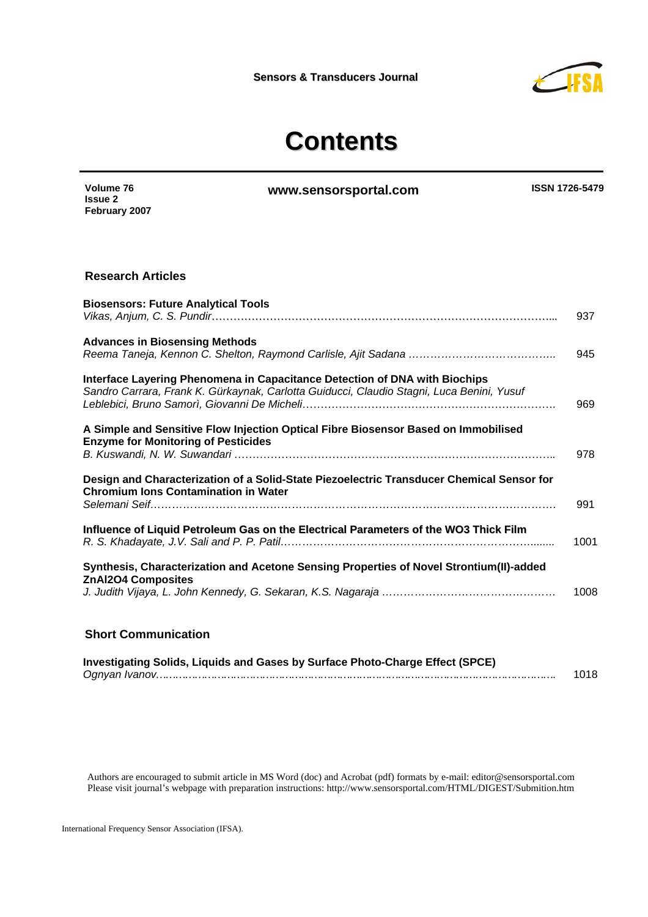Sensors & Transducers Journal

# Contents

**Volume 76**
**Issue 2**
**February 2007**

**www.sensorsportal.com**

**ISSN 1726-5479**

## Research Articles

**Biosensors: Future Analytical Tools**
*Vikas, Anjum, C. S. Pundir* ... 937

**Advances in Biosensing Methods**
*Reema Taneja, Kennon C. Shelton, Raymond Carlisle, Ajit Sadana* ... 945

**Interface Layering Phenomena in Capacitance Detection of DNA with Biochips**
*Sandro Carrara, Frank K. Gürkaynak, Carlotta Guiducci, Claudio Stagni, Luca Benini, Yusuf Leblebici, Bruno Samorì, Giovanni De Micheli* ... 969

**A Simple and Sensitive Flow Injection Optical Fibre Biosensor Based on Immobilised Enzyme for Monitoring of Pesticides**
*B. Kuswandi, N. W. Suwandari* ... 978

**Design and Characterization of a Solid-State Piezoelectric Transducer Chemical Sensor for Chromium Ions Contamination in Water**
*Selemani Seif* ... 991

**Influence of Liquid Petroleum Gas on the Electrical Parameters of the WO3 Thick Film**
*R. S. Khadayate, J.V. Sali and P. P. Patil* ... 1001

**Synthesis, Characterization and Acetone Sensing Properties of Novel Strontium(II)-added ZnAl2O4 Composites**
*J. Judith Vijaya, L. John Kennedy, G. Sekaran, K.S. Nagaraja* ... 1008

## Short Communication

**Investigating Solids, Liquids and Gases by Surface Photo-Charge Effect (SPCE)**
*Ognyan Ivanov* ... 1018

Authors are encouraged to submit article in MS Word (doc) and Acrobat (pdf) formats by e-mail: editor@sensorsportal.com
Please visit journal's webpage with preparation instructions: http://www.sensorsportal.com/HTML/DIGEST/Submition.htm

International Frequency Sensor Association (IFSA).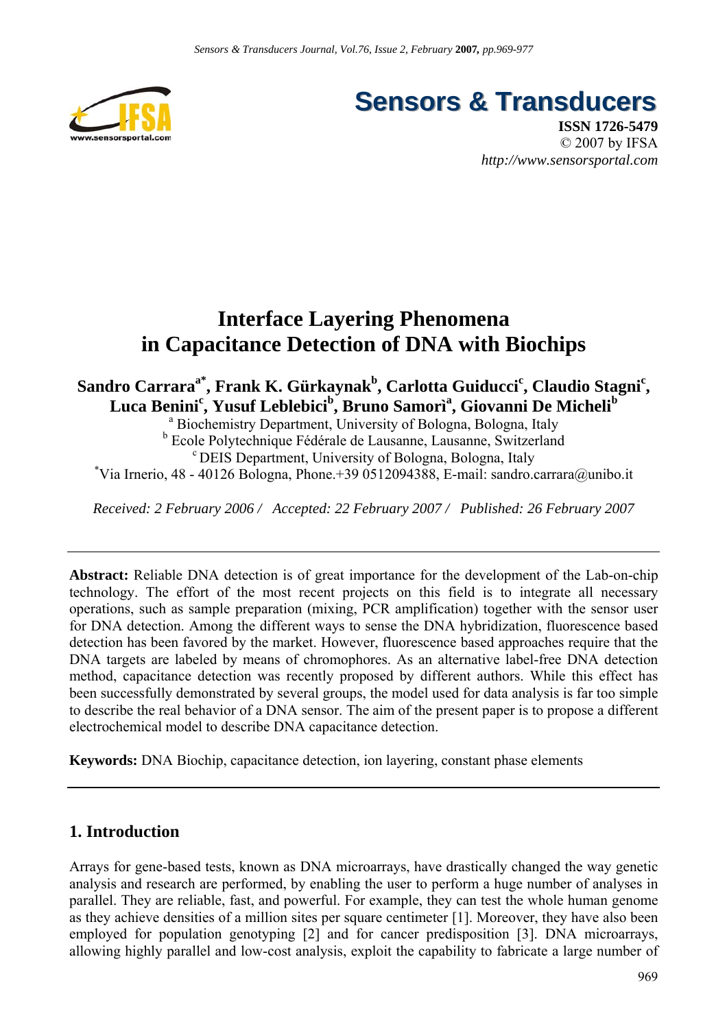# Interface Layering Phenomena in Capacitance Detection of DNA with Biochips

**Sandro Carrara[a*], Frank K. Gürkaynak[b], Carlotta Guiducci[c], Claudio Stagni[c], Luca Benini[c], Yusuf Leblebici[b], Bruno Samorì[a], Giovanni De Micheli[b]**

[a] Biochemistry Department, University of Bologna, Bologna, Italy
[b] Ecole Polytechnique Fédérale de Lausanne, Lausanne, Switzerland
[c] DEIS Department, University of Bologna, Bologna, Italy
[*] Via Irnerio, 48 - 40126 Bologna, Phone.+39 0512094388, E-mail: sandro.carrara@unibo.it

*Received: 2 February 2006 / Accepted: 22 February 2007 / Published: 26 February 2007*

---

**Abstract:** Reliable DNA detection is of great importance for the development of the Lab-on-chip technology. The effort of the most recent projects on this field is to integrate all necessary operations, such as sample preparation (mixing, PCR amplification) together with the sensor user for DNA detection. Among the different ways to sense the DNA hybridization, fluorescence based detection has been favored by the market. However, fluorescence based approaches require that the DNA targets are labeled by means of chromophores. As an alternative label-free DNA detection method, capacitance detection was recently proposed by different authors. While this effect has been successfully demonstrated by several groups, the model used for data analysis is far too simple to describe the real behavior of a DNA sensor. The aim of the present paper is to propose a different electrochemical model to describe DNA capacitance detection.

**Keywords:** DNA Biochip, capacitance detection, ion layering, constant phase elements

---

## 1. Introduction

Arrays for gene-based tests, known as DNA microarrays, have drastically changed the way genetic analysis and research are performed, by enabling the user to perform a huge number of analyses in parallel. They are reliable, fast, and powerful. For example, they can test the whole human genome as they achieve densities of a million sites per square centimeter [1]. Moreover, they have also been employed for population genotyping [2] and for cancer predisposition [3]. DNA microarrays, allowing highly parallel and low-cost analysis, exploit the capability to fabricate a large number of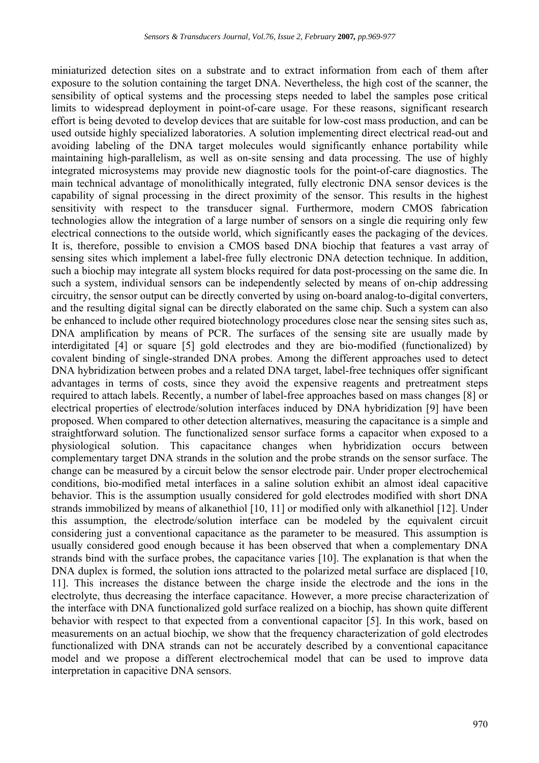miniaturized detection sites on a substrate and to extract information from each of them after exposure to the solution containing the target DNA. Nevertheless, the high cost of the scanner, the sensibility of optical systems and the processing steps needed to label the samples pose critical limits to widespread deployment in point-of-care usage. For these reasons, significant research effort is being devoted to develop devices that are suitable for low-cost mass production, and can be used outside highly specialized laboratories. A solution implementing direct electrical read-out and avoiding labeling of the DNA target molecules would significantly enhance portability while maintaining high-parallelism, as well as on-site sensing and data processing. The use of highly integrated microsystems may provide new diagnostic tools for the point-of-care diagnostics. The main technical advantage of monolithically integrated, fully electronic DNA sensor devices is the capability of signal processing in the direct proximity of the sensor. This results in the highest sensitivity with respect to the transducer signal. Furthermore, modern CMOS fabrication technologies allow the integration of a large number of sensors on a single die requiring only few electrical connections to the outside world, which significantly eases the packaging of the devices. It is, therefore, possible to envision a CMOS based DNA biochip that features a vast array of sensing sites which implement a label-free fully electronic DNA detection technique. In addition, such a biochip may integrate all system blocks required for data post-processing on the same die. In such a system, individual sensors can be independently selected by means of on-chip addressing circuitry, the sensor output can be directly converted by using on-board analog-to-digital converters, and the resulting digital signal can be directly elaborated on the same chip. Such a system can also be enhanced to include other required biotechnology procedures close near the sensing sites such as, DNA amplification by means of PCR. The surfaces of the sensing site are usually made by interdigitated [4] or square [5] gold electrodes and they are bio-modified (functionalized) by covalent binding of single-stranded DNA probes. Among the different approaches used to detect DNA hybridization between probes and a related DNA target, label-free techniques offer significant advantages in terms of costs, since they avoid the expensive reagents and pretreatment steps required to attach labels. Recently, a number of label-free approaches based on mass changes [8] or electrical properties of electrode/solution interfaces induced by DNA hybridization [9] have been proposed. When compared to other detection alternatives, measuring the capacitance is a simple and straightforward solution. The functionalized sensor surface forms a capacitor when exposed to a physiological solution. This capacitance changes when hybridization occurs between complementary target DNA strands in the solution and the probe strands on the sensor surface. The change can be measured by a circuit below the sensor electrode pair. Under proper electrochemical conditions, bio-modified metal interfaces in a saline solution exhibit an almost ideal capacitive behavior. This is the assumption usually considered for gold electrodes modified with short DNA strands immobilized by means of alkanethiol [10, 11] or modified only with alkanethiol [12]. Under this assumption, the electrode/solution interface can be modeled by the equivalent circuit considering just a conventional capacitance as the parameter to be measured. This assumption is usually considered good enough because it has been observed that when a complementary DNA strands bind with the surface probes, the capacitance varies [10]. The explanation is that when the DNA duplex is formed, the solution ions attracted to the polarized metal surface are displaced [10, 11]. This increases the distance between the charge inside the electrode and the ions in the electrolyte, thus decreasing the interface capacitance. However, a more precise characterization of the interface with DNA functionalized gold surface realized on a biochip, has shown quite different behavior with respect to that expected from a conventional capacitor [5]. In this work, based on measurements on an actual biochip, we show that the frequency characterization of gold electrodes functionalized with DNA strands can not be accurately described by a conventional capacitance model and we propose a different electrochemical model that can be used to improve data interpretation in capacitive DNA sensors.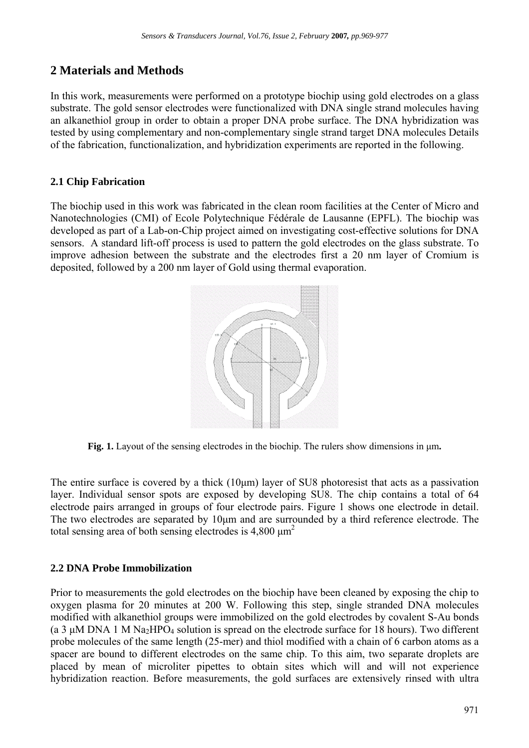## 2 Materials and Methods

In this work, measurements were performed on a prototype biochip using gold electrodes on a glass substrate. The gold sensor electrodes were functionalized with DNA single strand molecules having an alkanethiol group in order to obtain a proper DNA probe surface. The DNA hybridization was tested by using complementary and non-complementary single strand target DNA molecules Details of the fabrication, functionalization, and hybridization experiments are reported in the following.

### 2.1 Chip Fabrication

The biochip used in this work was fabricated in the clean room facilities at the Center of Micro and Nanotechnologies (CMI) of Ecole Polytechnique Fédérale de Lausanne (EPFL). The biochip was developed as part of a Lab-on-Chip project aimed on investigating cost-effective solutions for DNA sensors. A standard lift-off process is used to pattern the gold electrodes on the glass substrate. To improve adhesion between the substrate and the electrodes first a 20 nm layer of Cromium is deposited, followed by a 200 nm layer of Gold using thermal evaporation.

**Fig. 1.** Layout of the sensing electrodes in the biochip. The rulers show dimensions in μm**.**

The entire surface is covered by a thick (10μm) layer of SU8 photoresist that acts as a passivation layer. Individual sensor spots are exposed by developing SU8. The chip contains a total of 64 electrode pairs arranged in groups of four electrode pairs. Figure 1 shows one electrode in detail. The two electrodes are separated by 10μm and are surrounded by a third reference electrode. The total sensing area of both sensing electrodes is 4,800 $\mu m^2$

### 2.2 DNA Probe Immobilization

Prior to measurements the gold electrodes on the biochip have been cleaned by exposing the chip to oxygen plasma for 20 minutes at 200 W. Following this step, single stranded DNA molecules modified with alkanethiol groups were immobilized on the gold electrodes by covalent S-Au bonds (a 3 μM DNA 1 M $Na_2HPO_4$ solution is spread on the electrode surface for 18 hours). Two different probe molecules of the same length (25-mer) and thiol modified with a chain of 6 carbon atoms as a spacer are bound to different electrodes on the same chip. To this aim, two separate droplets are placed by mean of microliter pipettes to obtain sites which will and will not experience hybridization reaction. Before measurements, the gold surfaces are extensively rinsed with ultra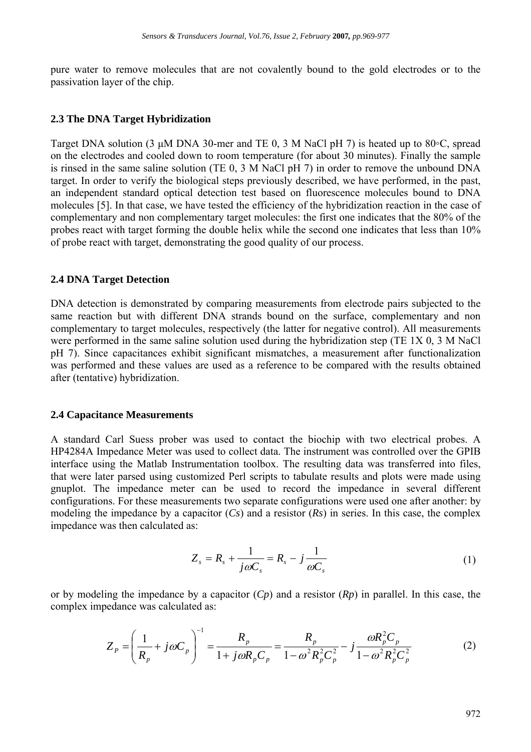pure water to remove molecules that are not covalently bound to the gold electrodes or to the passivation layer of the chip.

### 2.3 The DNA Target Hybridization

Target DNA solution (3 μM DNA 30-mer and TE 0, 3 M NaCl pH 7) is heated up to 80◦C, spread on the electrodes and cooled down to room temperature (for about 30 minutes). Finally the sample is rinsed in the same saline solution (TE 0, 3 M NaCl pH 7) in order to remove the unbound DNA target. In order to verify the biological steps previously described, we have performed, in the past, an independent standard optical detection test based on fluorescence molecules bound to DNA molecules [5]. In that case, we have tested the efficiency of the hybridization reaction in the case of complementary and non complementary target molecules: the first one indicates that the 80% of the probes react with target forming the double helix while the second one indicates that less than 10% of probe react with target, demonstrating the good quality of our process.

### 2.4 DNA Target Detection

DNA detection is demonstrated by comparing measurements from electrode pairs subjected to the same reaction but with different DNA strands bound on the surface, complementary and non complementary to target molecules, respectively (the latter for negative control). All measurements were performed in the same saline solution used during the hybridization step (TE 1X 0, 3 M NaCl pH 7). Since capacitances exhibit significant mismatches, a measurement after functionalization was performed and these values are used as a reference to be compared with the results obtained after (tentative) hybridization.

### 2.4 Capacitance Measurements

A standard Carl Suess prober was used to contact the biochip with two electrical probes. A HP4284A Impedance Meter was used to collect data. The instrument was controlled over the GPIB interface using the Matlab Instrumentation toolbox. The resulting data was transferred into files, that were later parsed using customized Perl scripts to tabulate results and plots were made using gnuplot. The impedance meter can be used to record the impedance in several different configurations. For these measurements two separate configurations were used one after another: by modeling the impedance by a capacitor (*Cs*) and a resistor (*Rs*) in series. In this case, the complex impedance was then calculated as:

$$Z_s = R_s + \frac{1}{j\omega C_s} = R_s - j\frac{1}{\omega C_s} \tag{1}$$

or by modeling the impedance by a capacitor (*Cp*) and a resistor (*Rp*) in parallel. In this case, the complex impedance was calculated as:

$$Z_P = \left(\frac{1}{R_p} + j\omega C_p\right)^{-1} = \frac{R_p}{1 + j\omega R_p C_p} = \frac{R_p}{1 - \omega^2 R_p^2 C_p^2} - j\frac{\omega R_p^2 C_p}{1 - \omega^2 R_p^2 C_p^2} \tag{2}$$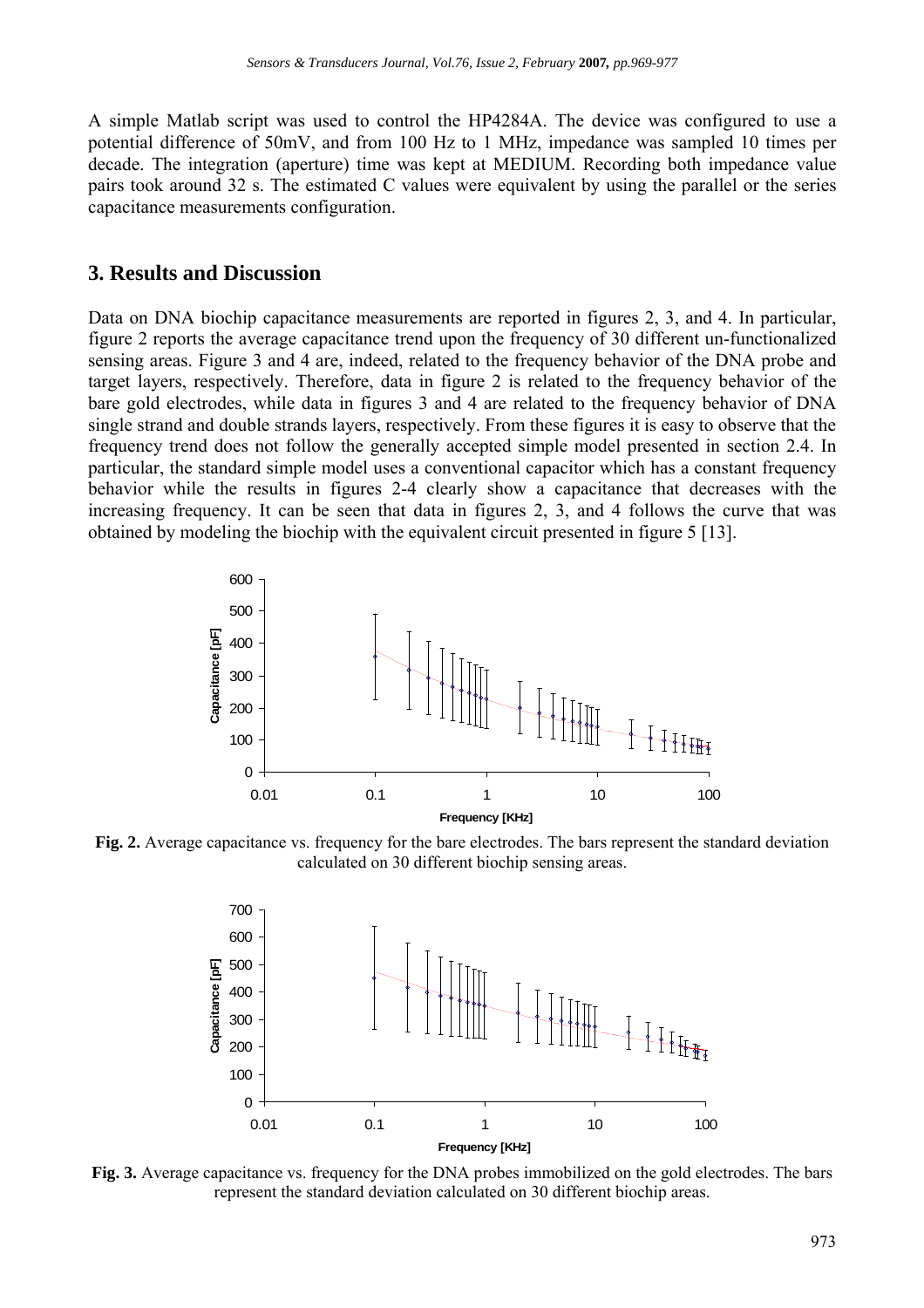A simple Matlab script was used to control the HP4284A. The device was configured to use a potential difference of 50mV, and from 100 Hz to 1 MHz, impedance was sampled 10 times per decade. The integration (aperture) time was kept at MEDIUM. Recording both impedance value pairs took around 32 s. The estimated C values were equivalent by using the parallel or the series capacitance measurements configuration.

## 3. Results and Discussion

Data on DNA biochip capacitance measurements are reported in figures 2, 3, and 4. In particular, figure 2 reports the average capacitance trend upon the frequency of 30 different un-functionalized sensing areas. Figure 3 and 4 are, indeed, related to the frequency behavior of the DNA probe and target layers, respectively. Therefore, data in figure 2 is related to the frequency behavior of the bare gold electrodes, while data in figures 3 and 4 are related to the frequency behavior of DNA single strand and double strands layers, respectively. From these figures it is easy to observe that the frequency trend does not follow the generally accepted simple model presented in section 2.4. In particular, the standard simple model uses a conventional capacitor which has a constant frequency behavior while the results in figures 2-4 clearly show a capacitance that decreases with the increasing frequency. It can be seen that data in figures 2, 3, and 4 follows the curve that was obtained by modeling the biochip with the equivalent circuit presented in figure 5 [13].

**Fig. 2.** Average capacitance vs. frequency for the bare electrodes. The bars represent the standard deviation calculated on 30 different biochip sensing areas.

**Fig. 3.** Average capacitance vs. frequency for the DNA probes immobilized on the gold electrodes. The bars represent the standard deviation calculated on 30 different biochip areas.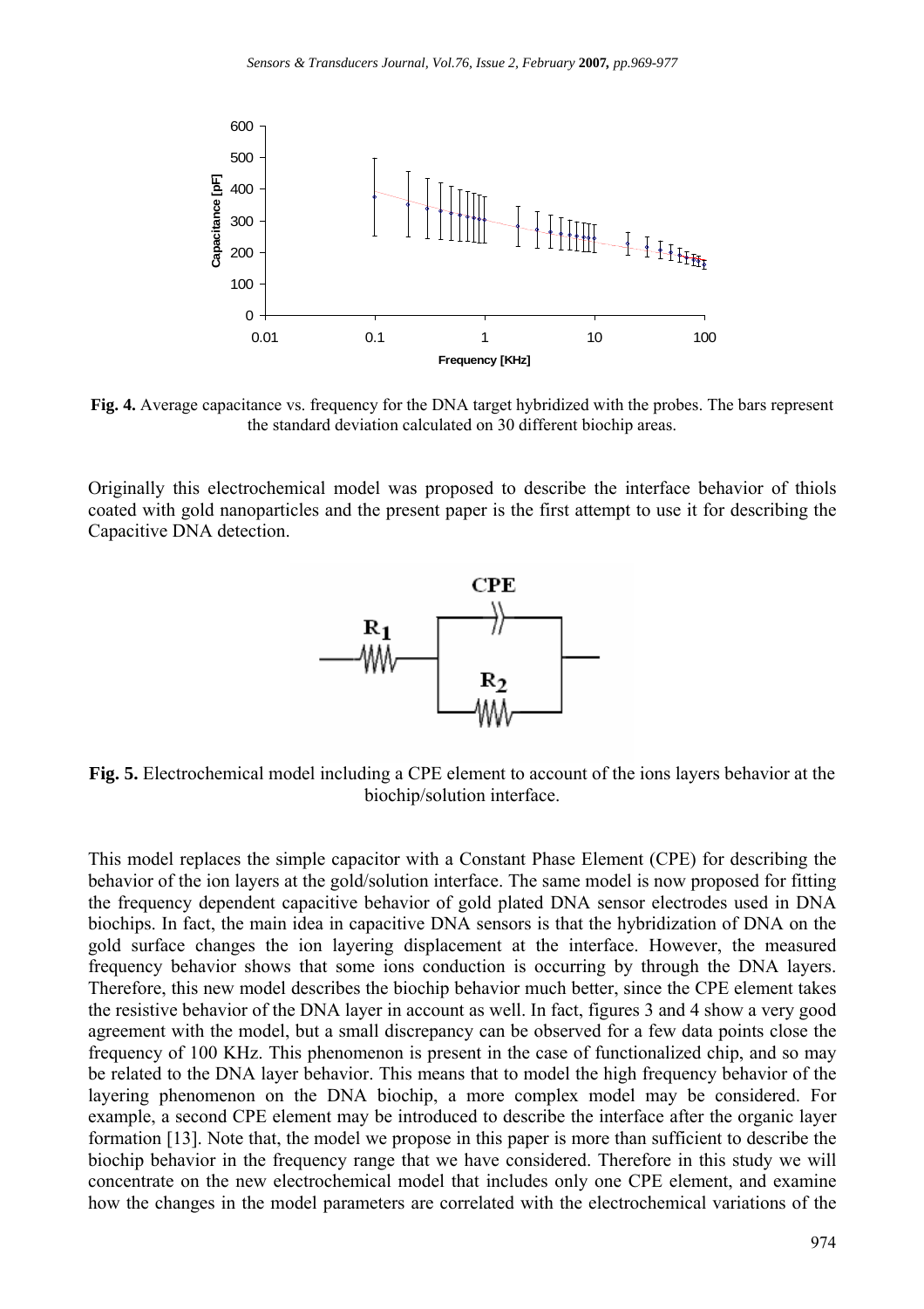**Fig. 4.** Average capacitance vs. frequency for the DNA target hybridized with the probes. The bars represent the standard deviation calculated on 30 different biochip areas.

Originally this electrochemical model was proposed to describe the interface behavior of thiols coated with gold nanoparticles and the present paper is the first attempt to use it for describing the Capacitive DNA detection.

**Fig. 5.** Electrochemical model including a CPE element to account of the ions layers behavior at the biochip/solution interface.

This model replaces the simple capacitor with a Constant Phase Element (CPE) for describing the behavior of the ion layers at the gold/solution interface. The same model is now proposed for fitting the frequency dependent capacitive behavior of gold plated DNA sensor electrodes used in DNA biochips. In fact, the main idea in capacitive DNA sensors is that the hybridization of DNA on the gold surface changes the ion layering displacement at the interface. However, the measured frequency behavior shows that some ions conduction is occurring by through the DNA layers. Therefore, this new model describes the biochip behavior much better, since the CPE element takes the resistive behavior of the DNA layer in account as well. In fact, figures 3 and 4 show a very good agreement with the model, but a small discrepancy can be observed for a few data points close the frequency of 100 KHz. This phenomenon is present in the case of functionalized chip, and so may be related to the DNA layer behavior. This means that to model the high frequency behavior of the layering phenomenon on the DNA biochip, a more complex model may be considered. For example, a second CPE element may be introduced to describe the interface after the organic layer formation [13]. Note that, the model we propose in this paper is more than sufficient to describe the biochip behavior in the frequency range that we have considered. Therefore in this study we will concentrate on the new electrochemical model that includes only one CPE element, and examine how the changes in the model parameters are correlated with the electrochemical variations of the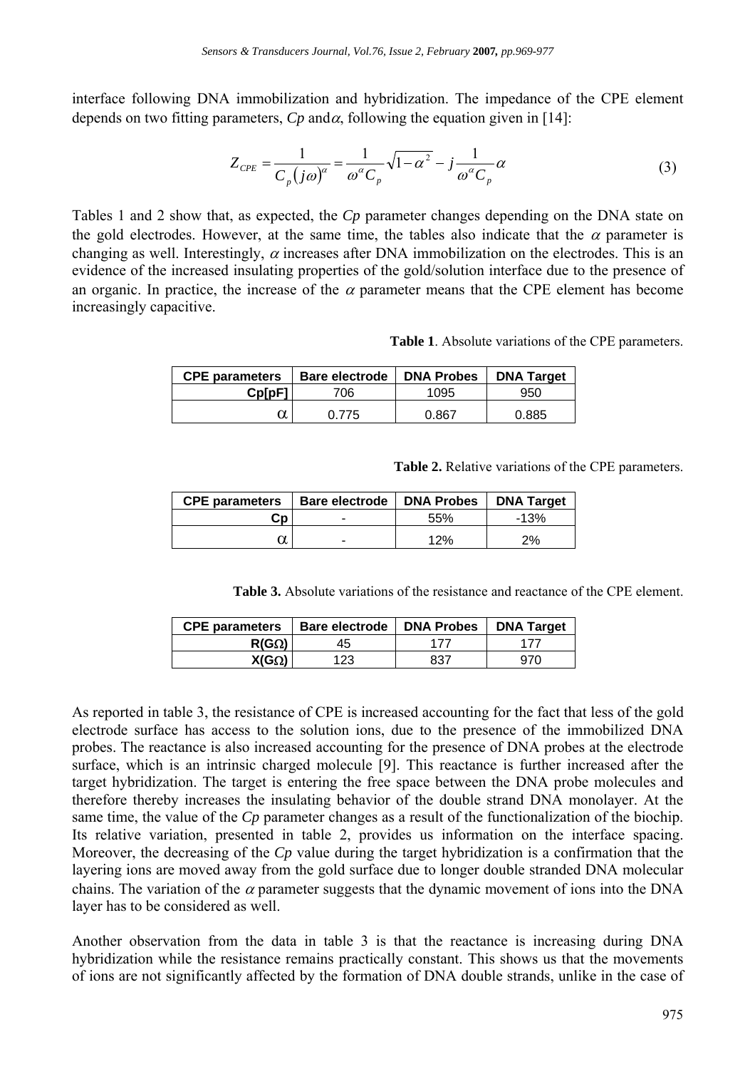interface following DNA immobilization and hybridization. The impedance of the CPE element depends on two fitting parameters, *Cp* and $\alpha$, following the equation given in [14]:

$$Z_{CPE} = \frac{1}{C_p (j\omega)^\alpha} = \frac{1}{\omega^\alpha C_p}\sqrt{1-\alpha^2} - j\frac{1}{\omega^\alpha C_p}\alpha \tag{3}$$

Tables 1 and 2 show that, as expected, the *Cp* parameter changes depending on the DNA state on the gold electrodes. However, at the same time, the tables also indicate that the $\alpha$ parameter is changing as well. Interestingly, $\alpha$ increases after DNA immobilization on the electrodes. This is an evidence of the increased insulating properties of the gold/solution interface due to the presence of an organic. In practice, the increase of the $\alpha$ parameter means that the CPE element has become increasingly capacitive.

**Table 1**. Absolute variations of the CPE parameters.

| CPE parameters | Bare electrode | DNA Probes | DNA Target |
|---|---|---|---|
| Cp[pF] | 706 | 1095 | 950 |
| $\alpha$ | 0.775 | 0.867 | 0.885 |

**Table 2.** Relative variations of the CPE parameters.

| CPE parameters | Bare electrode | DNA Probes | DNA Target |
|---|---|---|---|
| Cp | - | 55% | -13% |
| $\alpha$ | - | 12% | 2% |

**Table 3.** Absolute variations of the resistance and reactance of the CPE element.

| CPE parameters | Bare electrode | DNA Probes | DNA Target |
|---|---|---|---|
| R(GΩ) | 45 | 177 | 177 |
| X(GΩ) | 123 | 837 | 970 |

As reported in table 3, the resistance of CPE is increased accounting for the fact that less of the gold electrode surface has access to the solution ions, due to the presence of the immobilized DNA probes. The reactance is also increased accounting for the presence of DNA probes at the electrode surface, which is an intrinsic charged molecule [9]. This reactance is further increased after the target hybridization. The target is entering the free space between the DNA probe molecules and therefore thereby increases the insulating behavior of the double strand DNA monolayer. At the same time, the value of the *Cp* parameter changes as a result of the functionalization of the biochip. Its relative variation, presented in table 2, provides us information on the interface spacing. Moreover, the decreasing of the *Cp* value during the target hybridization is a confirmation that the layering ions are moved away from the gold surface due to longer double stranded DNA molecular chains. The variation of the $\alpha$ parameter suggests that the dynamic movement of ions into the DNA layer has to be considered as well.

Another observation from the data in table 3 is that the reactance is increasing during DNA hybridization while the resistance remains practically constant. This shows us that the movements of ions are not significantly affected by the formation of DNA double strands, unlike in the case of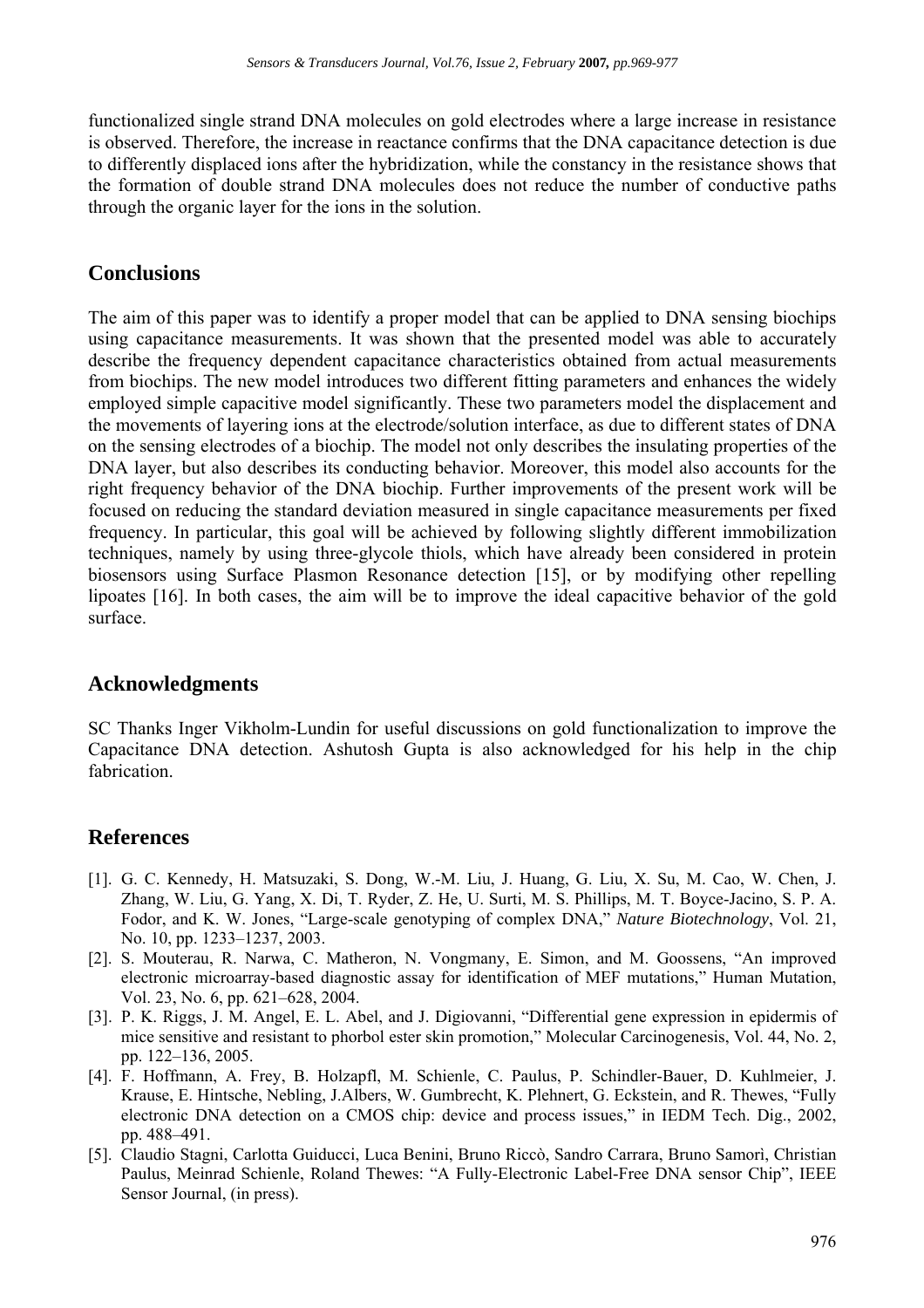functionalized single strand DNA molecules on gold electrodes where a large increase in resistance is observed. Therefore, the increase in reactance confirms that the DNA capacitance detection is due to differently displaced ions after the hybridization, while the constancy in the resistance shows that the formation of double strand DNA molecules does not reduce the number of conductive paths through the organic layer for the ions in the solution.

## Conclusions

The aim of this paper was to identify a proper model that can be applied to DNA sensing biochips using capacitance measurements. It was shown that the presented model was able to accurately describe the frequency dependent capacitance characteristics obtained from actual measurements from biochips. The new model introduces two different fitting parameters and enhances the widely employed simple capacitive model significantly. These two parameters model the displacement and the movements of layering ions at the electrode/solution interface, as due to different states of DNA on the sensing electrodes of a biochip. The model not only describes the insulating properties of the DNA layer, but also describes its conducting behavior. Moreover, this model also accounts for the right frequency behavior of the DNA biochip. Further improvements of the present work will be focused on reducing the standard deviation measured in single capacitance measurements per fixed frequency. In particular, this goal will be achieved by following slightly different immobilization techniques, namely by using three-glycole thiols, which have already been considered in protein biosensors using Surface Plasmon Resonance detection [15], or by modifying other repelling lipoates [16]. In both cases, the aim will be to improve the ideal capacitive behavior of the gold surface.

## Acknowledgments

SC Thanks Inger Vikholm-Lundin for useful discussions on gold functionalization to improve the Capacitance DNA detection. Ashutosh Gupta is also acknowledged for his help in the chip fabrication.

## References

[1]. G. C. Kennedy, H. Matsuzaki, S. Dong, W.-M. Liu, J. Huang, G. Liu, X. Su, M. Cao, W. Chen, J. Zhang, W. Liu, G. Yang, X. Di, T. Ryder, Z. He, U. Surti, M. S. Phillips, M. T. Boyce-Jacino, S. P. A. Fodor, and K. W. Jones, "Large-scale genotyping of complex DNA," *Nature Biotechnology*, Vol. 21, No. 10, pp. 1233–1237, 2003.

[2]. S. Mouterau, R. Narwa, C. Matheron, N. Vongmany, E. Simon, and M. Goossens, "An improved electronic microarray-based diagnostic assay for identification of MEF mutations," Human Mutation, Vol. 23, No. 6, pp. 621–628, 2004.

[3]. P. K. Riggs, J. M. Angel, E. L. Abel, and J. Digiovanni, "Differential gene expression in epidermis of mice sensitive and resistant to phorbol ester skin promotion," Molecular Carcinogenesis, Vol. 44, No. 2, pp. 122–136, 2005.

[4]. F. Hoffmann, A. Frey, B. Holzapfl, M. Schienle, C. Paulus, P. Schindler-Bauer, D. Kuhlmeier, J. Krause, E. Hintsche, Nebling, J.Albers, W. Gumbrecht, K. Plehnert, G. Eckstein, and R. Thewes, "Fully electronic DNA detection on a CMOS chip: device and process issues," in IEDM Tech. Dig., 2002, pp. 488–491.

[5]. Claudio Stagni, Carlotta Guiducci, Luca Benini, Bruno Riccò, Sandro Carrara, Bruno Samorì, Christian Paulus, Meinrad Schienle, Roland Thewes: "A Fully-Electronic Label-Free DNA sensor Chip", IEEE Sensor Journal, (in press).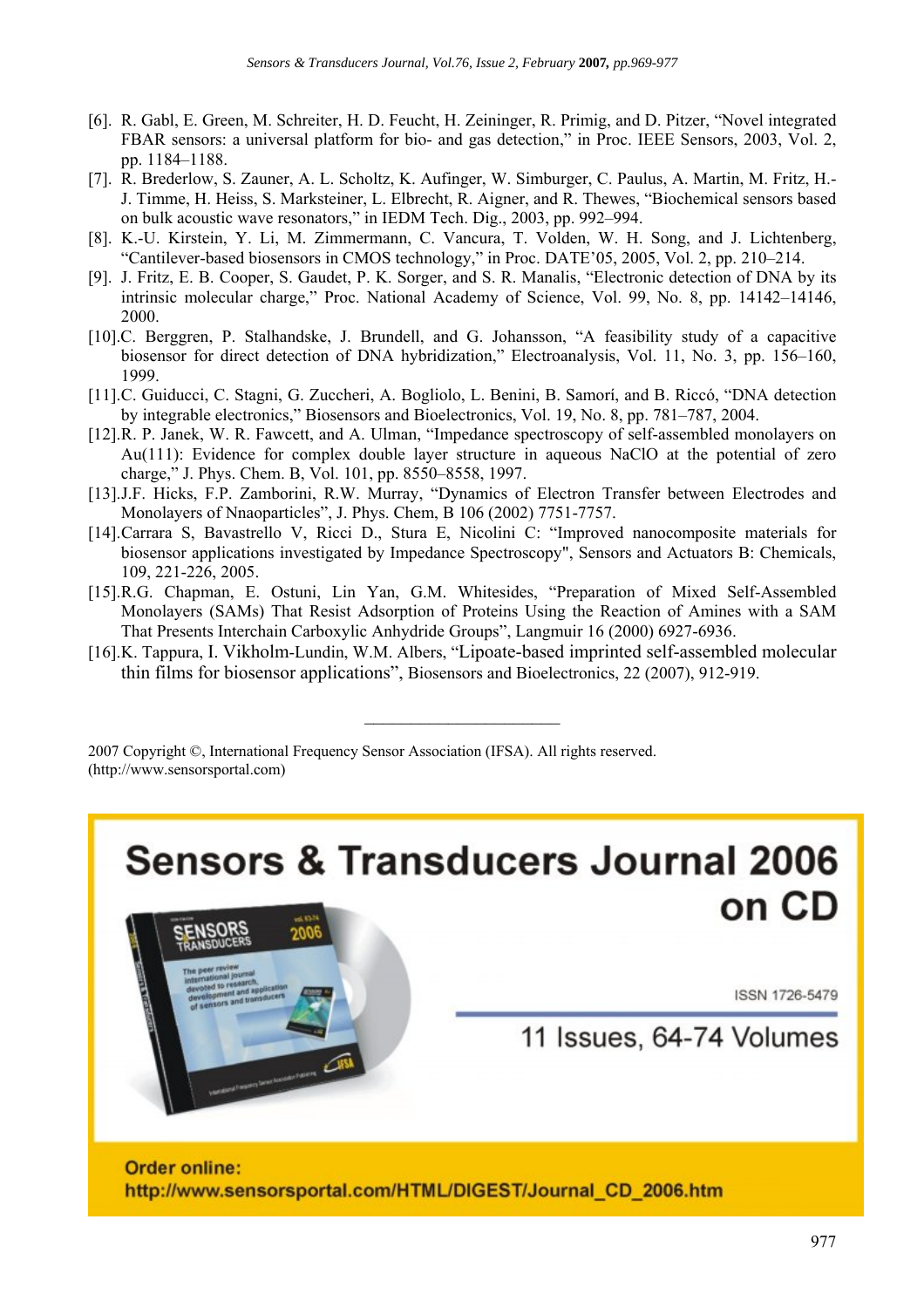[6]. R. Gabl, E. Green, M. Schreiter, H. D. Feucht, H. Zeininger, R. Primig, and D. Pitzer, "Novel integrated FBAR sensors: a universal platform for bio- and gas detection," in Proc. IEEE Sensors, 2003, Vol. 2, pp. 1184–1188.

[7]. R. Brederlow, S. Zauner, A. L. Scholtz, K. Aufinger, W. Simburger, C. Paulus, A. Martin, M. Fritz, H.-J. Timme, H. Heiss, S. Marksteiner, L. Elbrecht, R. Aigner, and R. Thewes, "Biochemical sensors based on bulk acoustic wave resonators," in IEDM Tech. Dig., 2003, pp. 992–994.

[8]. K.-U. Kirstein, Y. Li, M. Zimmermann, C. Vancura, T. Volden, W. H. Song, and J. Lichtenberg, "Cantilever-based biosensors in CMOS technology," in Proc. DATE'05, 2005, Vol. 2, pp. 210–214.

[9]. J. Fritz, E. B. Cooper, S. Gaudet, P. K. Sorger, and S. R. Manalis, "Electronic detection of DNA by its intrinsic molecular charge," Proc. National Academy of Science, Vol. 99, No. 8, pp. 14142–14146, 2000.

[10].C. Berggren, P. Stalhandske, J. Brundell, and G. Johansson, "A feasibility study of a capacitive biosensor for direct detection of DNA hybridization," Electroanalysis, Vol. 11, No. 3, pp. 156–160, 1999.

[11].C. Guiducci, C. Stagni, G. Zuccheri, A. Bogliolo, L. Benini, B. Samorí, and B. Riccó, "DNA detection by integrable electronics," Biosensors and Bioelectronics, Vol. 19, No. 8, pp. 781–787, 2004.

[12].R. P. Janek, W. R. Fawcett, and A. Ulman, "Impedance spectroscopy of self-assembled monolayers on Au(111): Evidence for complex double layer structure in aqueous NaClO at the potential of zero charge," J. Phys. Chem. B, Vol. 101, pp. 8550–8558, 1997.

[13].J.F. Hicks, F.P. Zamborini, R.W. Murray, "Dynamics of Electron Transfer between Electrodes and Monolayers of Nnaoparticles", J. Phys. Chem, B 106 (2002) 7751-7757.

[14].Carrara S, Bavastrello V, Ricci D., Stura E, Nicolini C: "Improved nanocomposite materials for biosensor applications investigated by Impedance Spectroscopy", Sensors and Actuators B: Chemicals, 109, 221-226, 2005.

[15].R.G. Chapman, E. Ostuni, Lin Yan, G.M. Whitesides, "Preparation of Mixed Self-Assembled Monolayers (SAMs) That Resist Adsorption of Proteins Using the Reaction of Amines with a SAM That Presents Interchain Carboxylic Anhydride Groups", Langmuir 16 (2000) 6927-6936.

[16].K. Tappura, I. Vikholm-Lundin, W.M. Albers, "Lipoate-based imprinted self-assembled molecular thin films for biosensor applications", Biosensors and Bioelectronics, 22 (2007), 912-919.

---

2007 Copyright ©, International Frequency Sensor Association (IFSA). All rights reserved. (http://www.sensorsportal.com)

**Sensors & Transducers Journal 2006 on CD**

ISSN 1726-5479

11 Issues, 64-74 Volumes

**Order online:**
**http://www.sensorsportal.com/HTML/DIGEST/Journal_CD_2006.htm**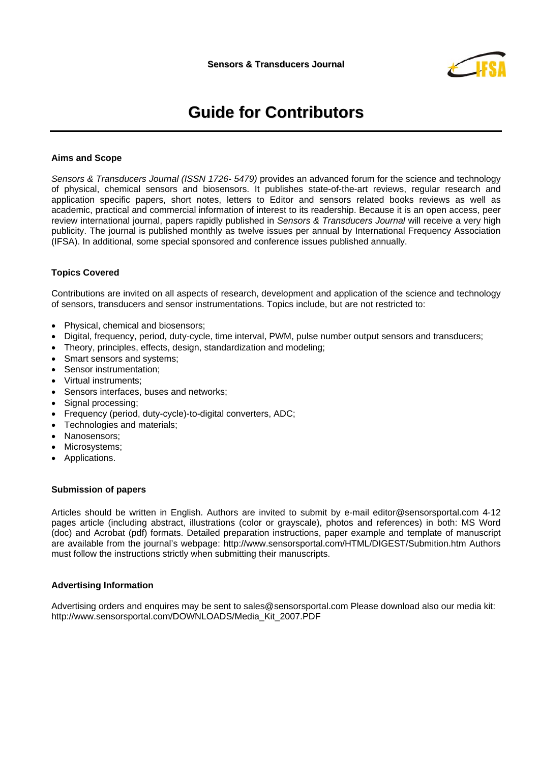# Guide for Contributors

## Aims and Scope

*Sensors & Transducers Journal (ISSN 1726- 5479)* provides an advanced forum for the science and technology of physical, chemical sensors and biosensors. It publishes state-of-the-art reviews, regular research and application specific papers, short notes, letters to Editor and sensors related books reviews as well as academic, practical and commercial information of interest to its readership. Because it is an open access, peer review international journal, papers rapidly published in *Sensors & Transducers Journal* will receive a very high publicity. The journal is published monthly as twelve issues per annual by International Frequency Association (IFSA). In additional, some special sponsored and conference issues published annually.

## Topics Covered

Contributions are invited on all aspects of research, development and application of the science and technology of sensors, transducers and sensor instrumentations. Topics include, but are not restricted to:

- Physical, chemical and biosensors;
- Digital, frequency, period, duty-cycle, time interval, PWM, pulse number output sensors and transducers;
- Theory, principles, effects, design, standardization and modeling;
- Smart sensors and systems;
- Sensor instrumentation;
- Virtual instruments;
- Sensors interfaces, buses and networks;
- Signal processing;
- Frequency (period, duty-cycle)-to-digital converters, ADC;
- Technologies and materials;
- Nanosensors;
- Microsystems;
- Applications.

## Submission of papers

Articles should be written in English. Authors are invited to submit by e-mail editor@sensorsportal.com 4-12 pages article (including abstract, illustrations (color or grayscale), photos and references) in both: MS Word (doc) and Acrobat (pdf) formats. Detailed preparation instructions, paper example and template of manuscript are available from the journal's webpage: http://www.sensorsportal.com/HTML/DIGEST/Submition.htm Authors must follow the instructions strictly when submitting their manuscripts.

## Advertising Information

Advertising orders and enquires may be sent to sales@sensorsportal.com Please download also our media kit: http://www.sensorsportal.com/DOWNLOADS/Media_Kit_2007.PDF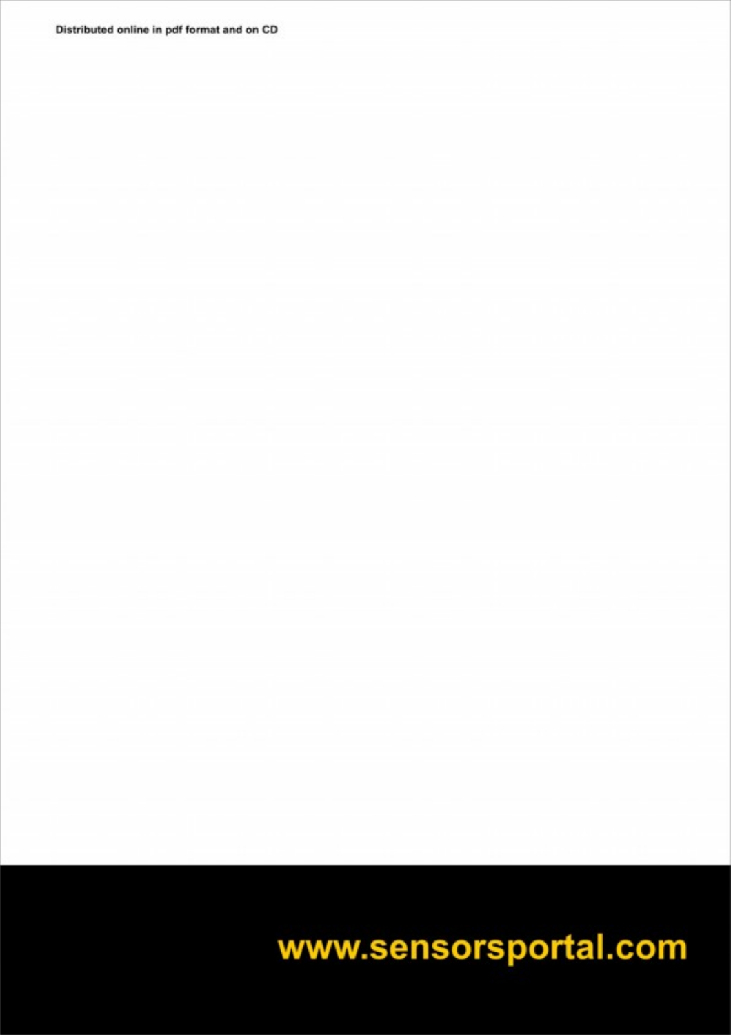Distributed online in pdf format and on CD

www.sensorsportal.com